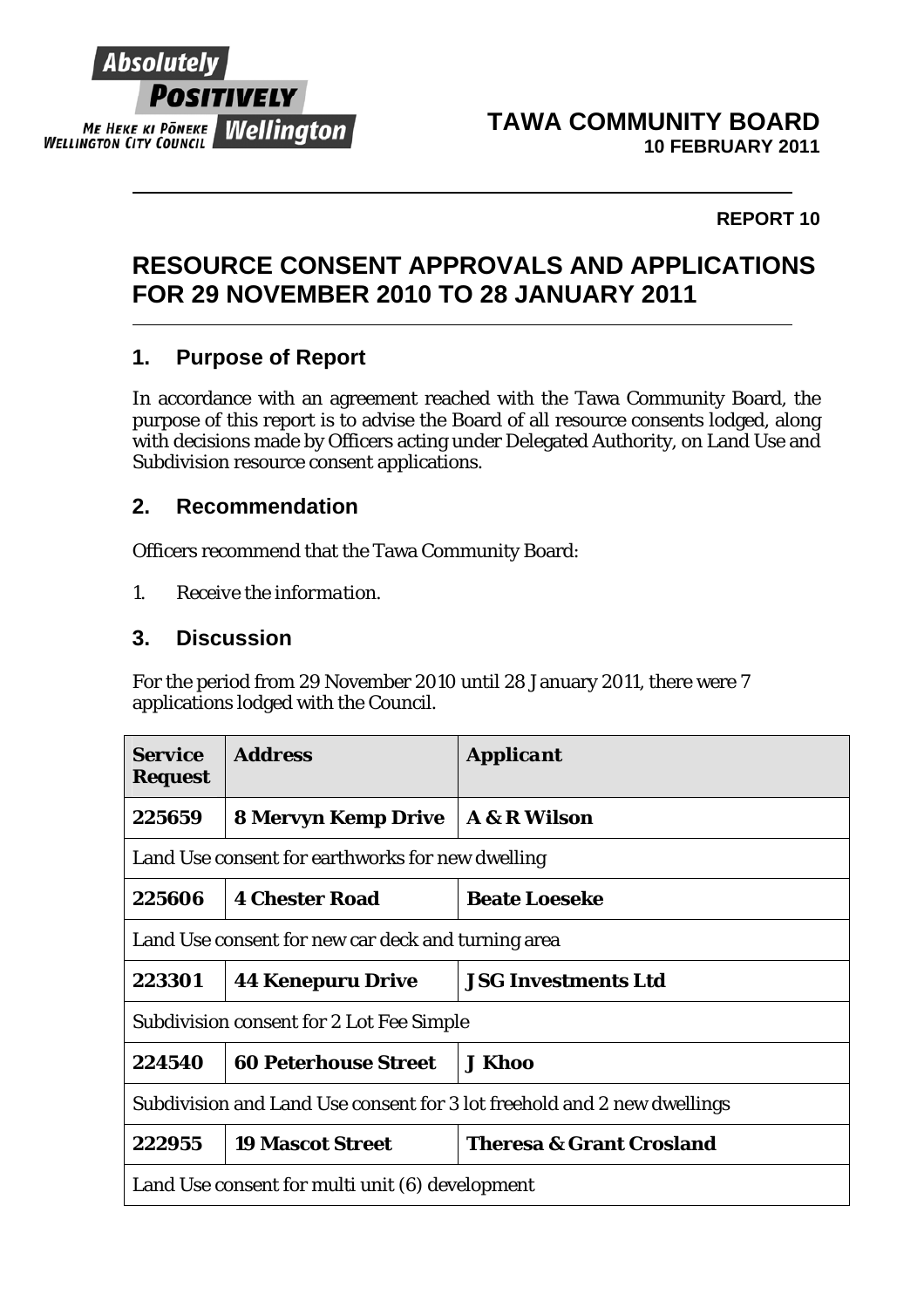Absolutely POSITIVELY Wellington
ME HEKE KI PŌNEKE
WELLINGTON CITY COUNCIL

# TAWA COMMUNITY BOARD
**10 FEBRUARY 2011**

**REPORT 10**

# RESOURCE CONSENT APPROVALS AND APPLICATIONS FOR 29 NOVEMBER 2010 TO 28 JANUARY 2011

## 1. Purpose of Report

In accordance with an agreement reached with the Tawa Community Board, the purpose of this report is to advise the Board of all resource consents lodged, along with decisions made by Officers acting under Delegated Authority, on Land Use and Subdivision resource consent applications.

## 2. Recommendation

Officers recommend that the Tawa Community Board:

1. *Receive the information.*

## 3. Discussion

For the period from 29 November 2010 until 28 January 2011, there were 7 applications lodged with the Council.

| **Service Request** | **Address** | ***Applicant*** |
|---|---|---|
| **225659** | **8 Mervyn Kemp Drive** | **A & R Wilson** |
| Land Use consent for earthworks for new dwelling | | |
| **225606** | **4 Chester Road** | **Beate Loeseke** |
| Land Use consent for new car deck and turning area | | |
| **223301** | **44 Kenepuru Drive** | **JSG Investments Ltd** |
| Subdivision consent for 2 Lot Fee Simple | | |
| **224540** | **60 Peterhouse Street** | **J Khoo** |
| Subdivision and Land Use consent for 3 lot freehold and 2 new dwellings | | |
| **222955** | **19 Mascot Street** | **Theresa & Grant Crosland** |
| Land Use consent for multi unit (6) development | | |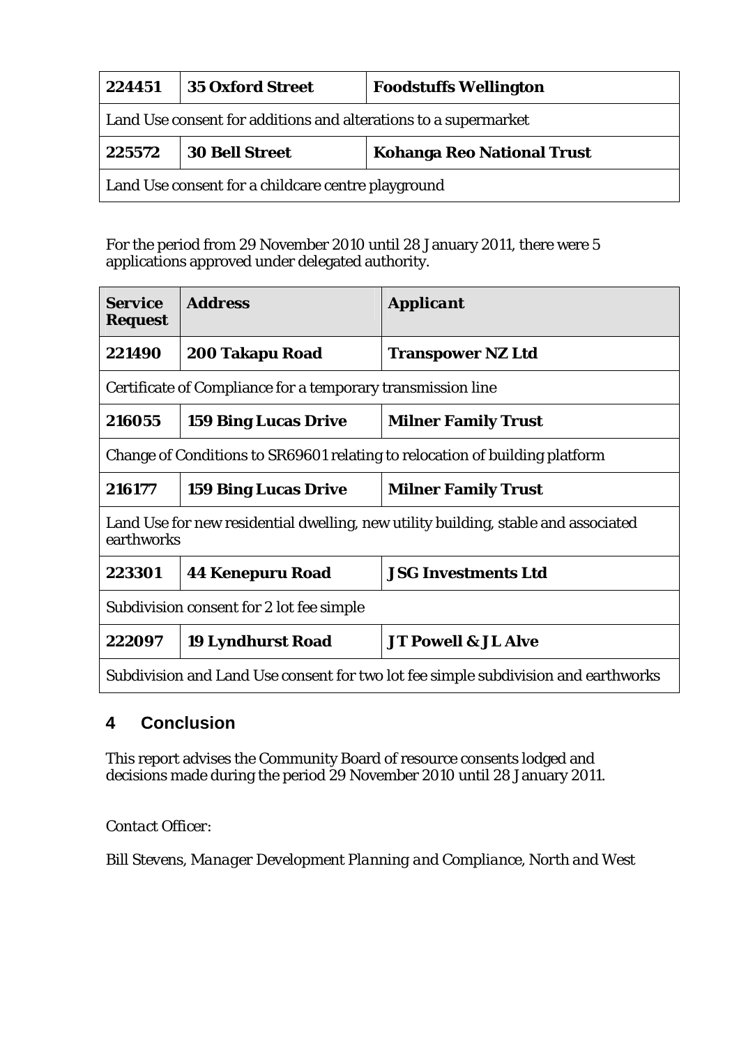| | | |
|---|---|---|
| **224451** | **35 Oxford Street** | **Foodstuffs Wellington** |
| Land Use consent for additions and alterations to a supermarket | | |
| **225572** | **30 Bell Street** | **Kohanga Reo National Trust** |
| Land Use consent for a childcare centre playground | | |

For the period from 29 November 2010 until 28 January 2011, there were 5 applications approved under delegated authority.

| **Service Request** | **Address** | ***Applicant*** |
|---|---|---|
| **221490** | **200 Takapu Road** | **Transpower NZ Ltd** |
| Certificate of Compliance for a temporary transmission line | | |
| **216055** | **159 Bing Lucas Drive** | **Milner Family Trust** |
| Change of Conditions to SR69601 relating to relocation of building platform | | |
| **216177** | **159 Bing Lucas Drive** | **Milner Family Trust** |
| Land Use for new residential dwelling, new utility building, stable and associated earthworks | | |
| **223301** | **44 Kenepuru Road** | **JSG Investments Ltd** |
| Subdivision consent for 2 lot fee simple | | |
| **222097** | **19 Lyndhurst Road** | **JT Powell & JL Alve** |
| Subdivision and Land Use consent for two lot fee simple subdivision and earthworks | | |

## 4 Conclusion

This report advises the Community Board of resource consents lodged and decisions made during the period 29 November 2010 until 28 January 2011.

*Contact Officer:*

*Bill Stevens, Manager Development Planning and Compliance, North and West*